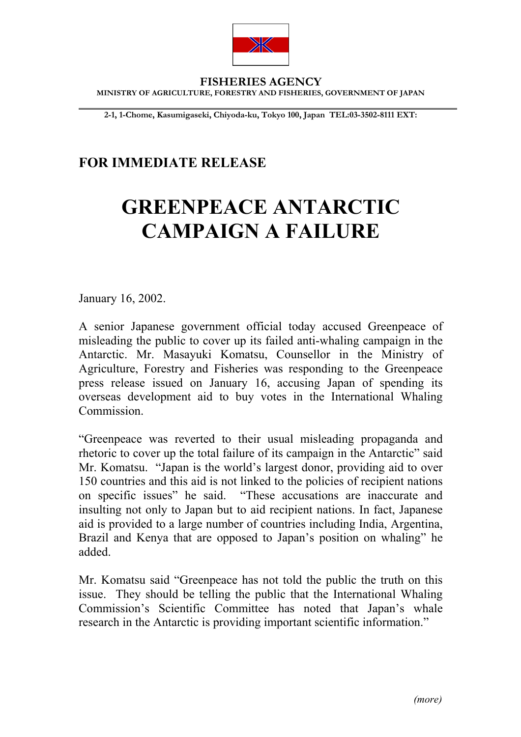**FISHERIES AGENCY**

**MINISTRY OF AGRICULTURE, FORESTRY AND FISHERIES, GOVERNMENT OF JAPAN**

**2-1, 1-Chome, Kasumigaseki, Chiyoda-ku, Tokyo 100, Japan TEL:03-3502-8111 EXT:**

**FOR IMMEDIATE RELEASE**

# GREENPEACE ANTARCTIC CAMPAIGN A FAILURE

January 16, 2002.

A senior Japanese government official today accused Greenpeace of misleading the public to cover up its failed anti-whaling campaign in the Antarctic. Mr. Masayuki Komatsu, Counsellor in the Ministry of Agriculture, Forestry and Fisheries was responding to the Greenpeace press release issued on January 16, accusing Japan of spending its overseas development aid to buy votes in the International Whaling Commission.

"Greenpeace was reverted to their usual misleading propaganda and rhetoric to cover up the total failure of its campaign in the Antarctic" said Mr. Komatsu. "Japan is the world's largest donor, providing aid to over 150 countries and this aid is not linked to the policies of recipient nations on specific issues" he said. "These accusations are inaccurate and insulting not only to Japan but to aid recipient nations. In fact, Japanese aid is provided to a large number of countries including India, Argentina, Brazil and Kenya that are opposed to Japan's position on whaling" he added.

Mr. Komatsu said "Greenpeace has not told the public the truth on this issue. They should be telling the public that the International Whaling Commission's Scientific Committee has noted that Japan's whale research in the Antarctic is providing important scientific information."

*(more)*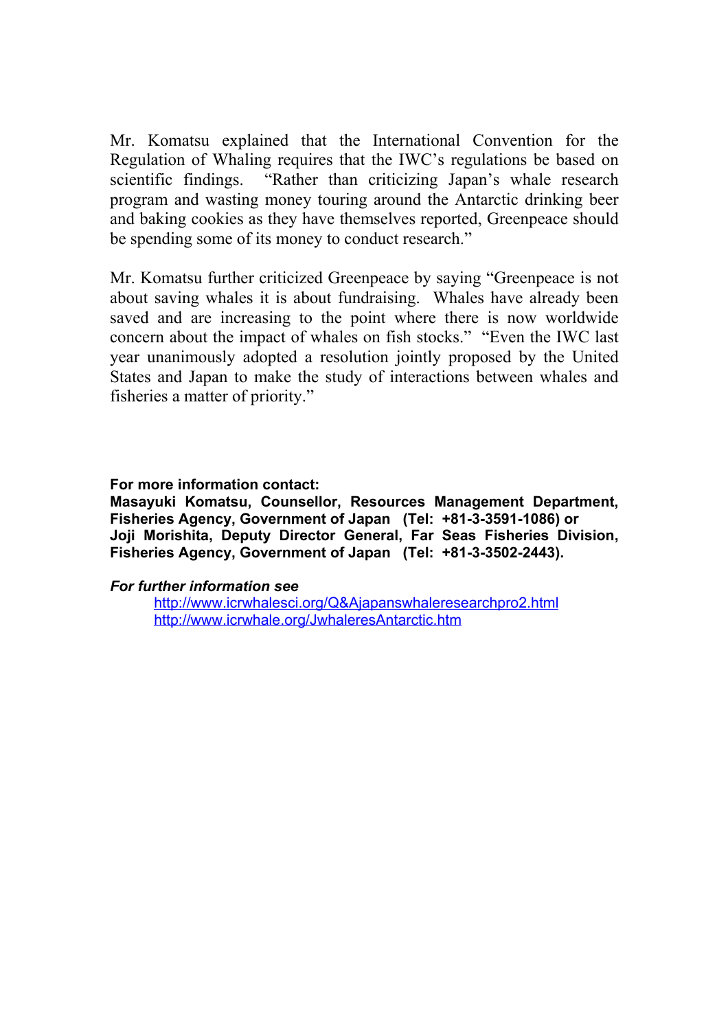Mr. Komatsu explained that the International Convention for the Regulation of Whaling requires that the IWC's regulations be based on scientific findings. "Rather than criticizing Japan's whale research program and wasting money touring around the Antarctic drinking beer and baking cookies as they have themselves reported, Greenpeace should be spending some of its money to conduct research."

Mr. Komatsu further criticized Greenpeace by saying "Greenpeace is not about saving whales it is about fundraising. Whales have already been saved and are increasing to the point where there is now worldwide concern about the impact of whales on fish stocks." "Even the IWC last year unanimously adopted a resolution jointly proposed by the United States and Japan to make the study of interactions between whales and fisheries a matter of priority."

**For more information contact:**
**Masayuki Komatsu, Counsellor, Resources Management Department, Fisheries Agency, Government of Japan (Tel: +81-3-3591-1086) or**
**Joji Morishita, Deputy Director General, Far Seas Fisheries Division, Fisheries Agency, Government of Japan (Tel: +81-3-3502-2443).**

***For further information see***

http://www.icrwhalesci.org/Q&Ajapanswhaleresearchpro2.html
http://www.icrwhale.org/JwhaleresAntarctic.htm